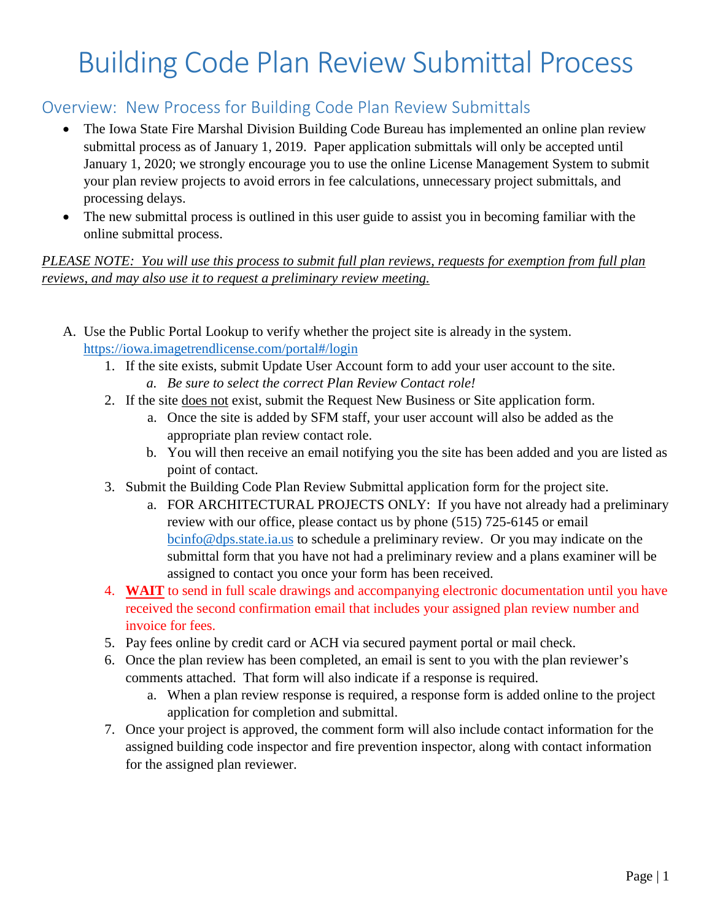# Building Code Plan Review Submittal Process

## Overview: New Process for Building Code Plan Review Submittals

- The Iowa State Fire Marshal Division Building Code Bureau has implemented an online plan review submittal process as of January 1, 2019. Paper application submittals will only be accepted until January 1, 2020; we strongly encourage you to use the online License Management System to submit your plan review projects to avoid errors in fee calculations, unnecessary project submittals, and processing delays.
- The new submittal process is outlined in this user guide to assist you in becoming familiar with the online submittal process.

*PLEASE NOTE: You will use this process to submit full plan reviews, requests for exemption from full plan reviews, and may also use it to request a preliminary review meeting.*

A. Use the Public Portal Lookup to verify whether the project site is already in the system. https://iowa.imagetrendlicense.com/portal#/login
   1. If the site exists, submit Update User Account form to add your user account to the site.
      a. *Be sure to select the correct Plan Review Contact role!*
   2. If the site does not exist, submit the Request New Business or Site application form.
      a. Once the site is added by SFM staff, your user account will also be added as the appropriate plan review contact role.
      b. You will then receive an email notifying you the site has been added and you are listed as point of contact.
   3. Submit the Building Code Plan Review Submittal application form for the project site.
      a. FOR ARCHITECTURAL PROJECTS ONLY: If you have not already had a preliminary review with our office, please contact us by phone (515) 725-6145 or email bcinfo@dps.state.ia.us to schedule a preliminary review. Or you may indicate on the submittal form that you have not had a preliminary review and a plans examiner will be assigned to contact you once your form has been received.
   4. **WAIT** to send in full scale drawings and accompanying electronic documentation until you have received the second confirmation email that includes your assigned plan review number and invoice for fees.
   5. Pay fees online by credit card or ACH via secured payment portal or mail check.
   6. Once the plan review has been completed, an email is sent to you with the plan reviewer's comments attached. That form will also indicate if a response is required.
      a. When a plan review response is required, a response form is added online to the project application for completion and submittal.
   7. Once your project is approved, the comment form will also include contact information for the assigned building code inspector and fire prevention inspector, along with contact information for the assigned plan reviewer.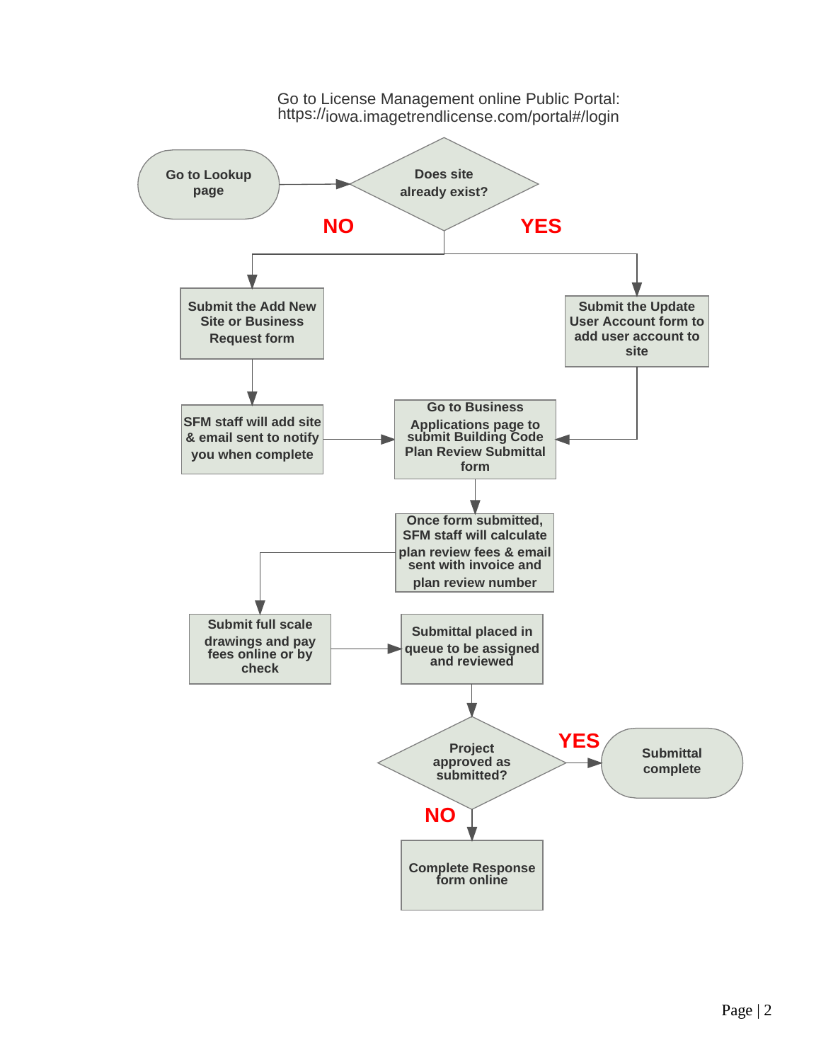Go to License Management online Public Portal:
https://iowa.imagetrendlicense.com/portal#/login

Go to Lookup page

Does site already exist?

NO

YES

Submit the Add New Site or Business Request form

Submit the Update User Account form to add user account to site

SFM staff will add site & email sent to notify you when complete

Go to Business Applications page to submit Building Code Plan Review Submittal form

Once form submitted, SFM staff will calculate plan review fees & email sent with invoice and plan review number

Submit full scale drawings and pay fees online or by check

Submittal placed in queue to be assigned and reviewed

Project approved as submitted?

YES

Submittal complete

NO

Complete Response form online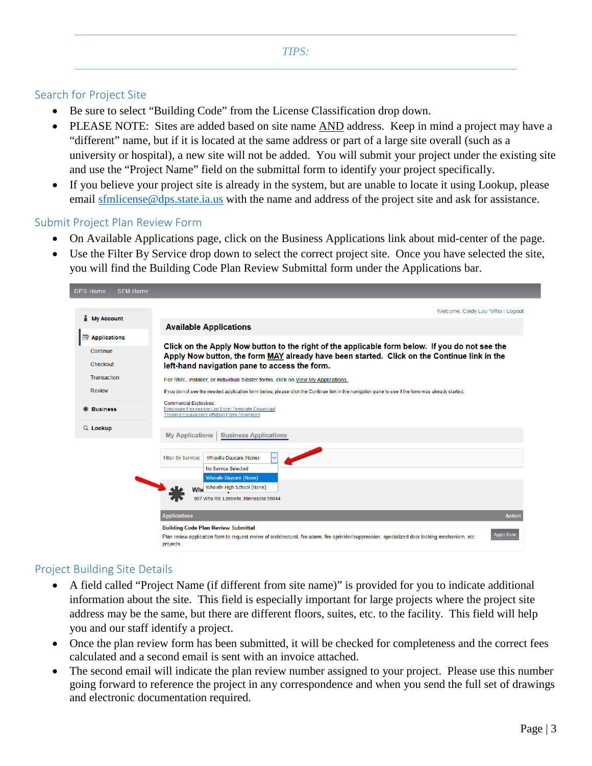*TIPS:*

## Search for Project Site

- Be sure to select "Building Code" from the License Classification drop down.
- PLEASE NOTE: Sites are added based on site name AND address. Keep in mind a project may have a "different" name, but if it is located at the same address or part of a large site overall (such as a university or hospital), a new site will not be added. You will submit your project under the existing site and use the "Project Name" field on the submittal form to identify your project specifically.
- If you believe your project site is already in the system, but are unable to locate it using Lookup, please email sfmlicense@dps.state.ia.us with the name and address of the project site and ask for assistance.

## Submit Project Plan Review Form

- On Available Applications page, click on the Business Applications link about mid-center of the page.
- Use the Filter By Service drop down to select the correct project site. Once you have selected the site, you will find the Building Code Plan Review Submittal form under the Applications bar.

## Project Building Site Details

- A field called "Project Name (if different from site name)" is provided for you to indicate additional information about the site. This field is especially important for large projects where the project site address may be the same, but there are different floors, suites, etc. to the facility. This field will help you and our staff identify a project.
- Once the plan review form has been submitted, it will be checked for completeness and the correct fees calculated and a second email is sent with an invoice attached.
- The second email will indicate the plan review number assigned to your project. Please use this number going forward to reference the project in any correspondence and when you send the full set of drawings and electronic documentation required.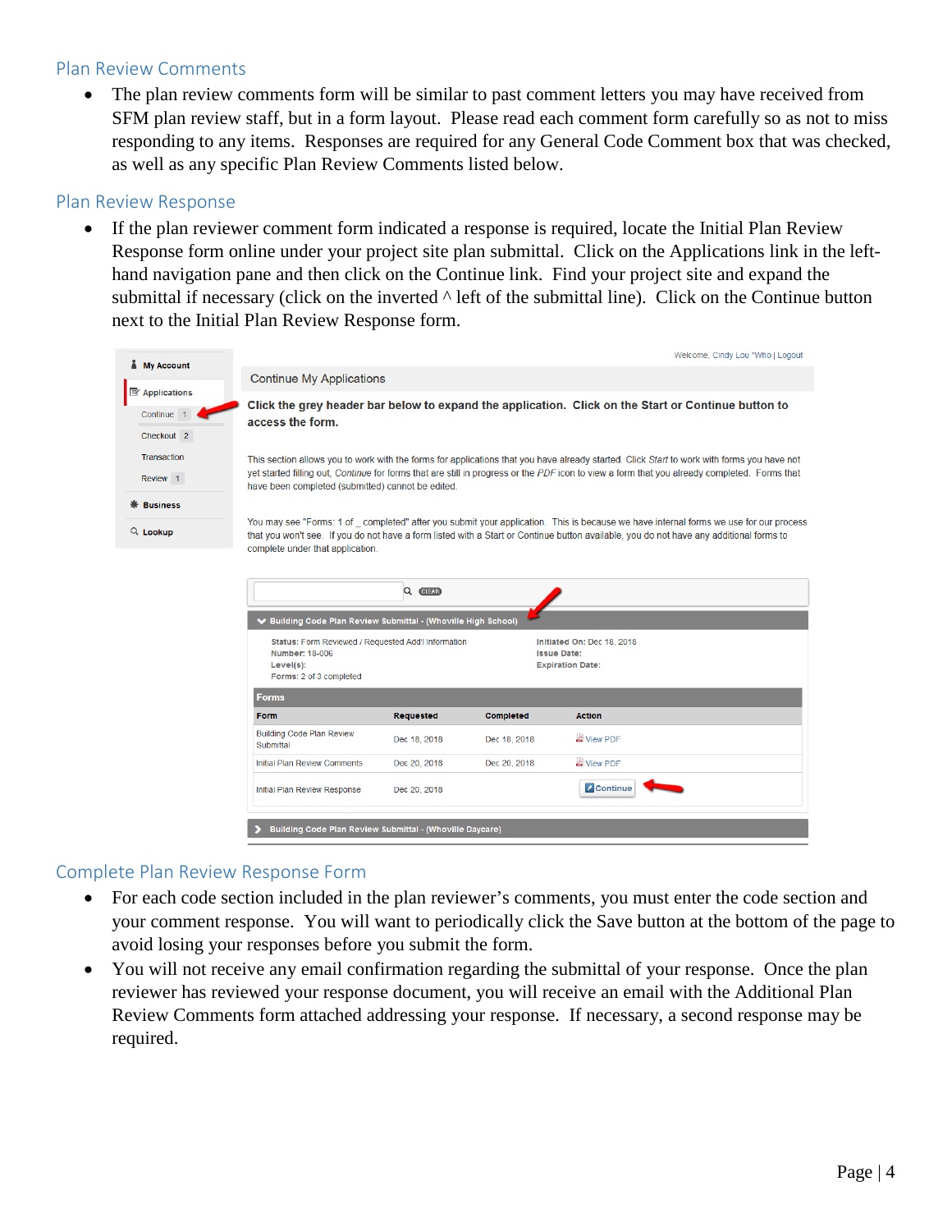## Plan Review Comments

- The plan review comments form will be similar to past comment letters you may have received from SFM plan review staff, but in a form layout. Please read each comment form carefully so as not to miss responding to any items. Responses are required for any General Code Comment box that was checked, as well as any specific Plan Review Comments listed below.

## Plan Review Response

- If the plan reviewer comment form indicated a response is required, locate the Initial Plan Review Response form online under your project site plan submittal. Click on the Applications link in the left-hand navigation pane and then click on the Continue link. Find your project site and expand the submittal if necessary (click on the inverted ^ left of the submittal line). Click on the Continue button next to the Initial Plan Review Response form.

Welcome, Cindy Lou "Who | Logout

My Account
Applications
Continue 1
Checkout 2
Transaction
Review 1
Business
Lookup

Continue My Applications

**Click the grey header bar below to expand the application. Click on the Start or Continue button to access the form.**

This section allows you to work with the forms for applications that you have already started. Click *Start* to work with forms you have not yet started filling out, *Continue* for forms that are still in progress or the *PDF* icon to view a form that you already completed. Forms that have been completed (submitted) cannot be edited.

You may see "Forms: 1 of _ completed" after you submit your application. This is because we have internal forms we use for our process that you won't see. If you do not have a form listed with a Start or Continue button available, you do not have any additional forms to complete under that application.

CLEAR

Building Code Plan Review Submittal - (Whoville High School)

Status: Form Reviewed / Requested Add'l Information
Number: 18-006
Level(s):
Forms: 2 of 3 completed

Initiated On: Dec 18, 2018
Issue Date:
Expiration Date:

Forms

| Form | Requested | Completed | Action |
|---|---|---|---|
| Building Code Plan Review Submittal | Dec 18, 2018 | Dec 18, 2018 | View PDF |
| Initial Plan Review Comments | Dec 20, 2018 | Dec 20, 2018 | View PDF |
| Initial Plan Review Response | Dec 20, 2018 | | Continue |

Building Code Plan Review Submittal - (Whoville Daycare)

## Complete Plan Review Response Form

- For each code section included in the plan reviewer's comments, you must enter the code section and your comment response. You will want to periodically click the Save button at the bottom of the page to avoid losing your responses before you submit the form.
- You will not receive any email confirmation regarding the submittal of your response. Once the plan reviewer has reviewed your response document, you will receive an email with the Additional Plan Review Comments form attached addressing your response. If necessary, a second response may be required.